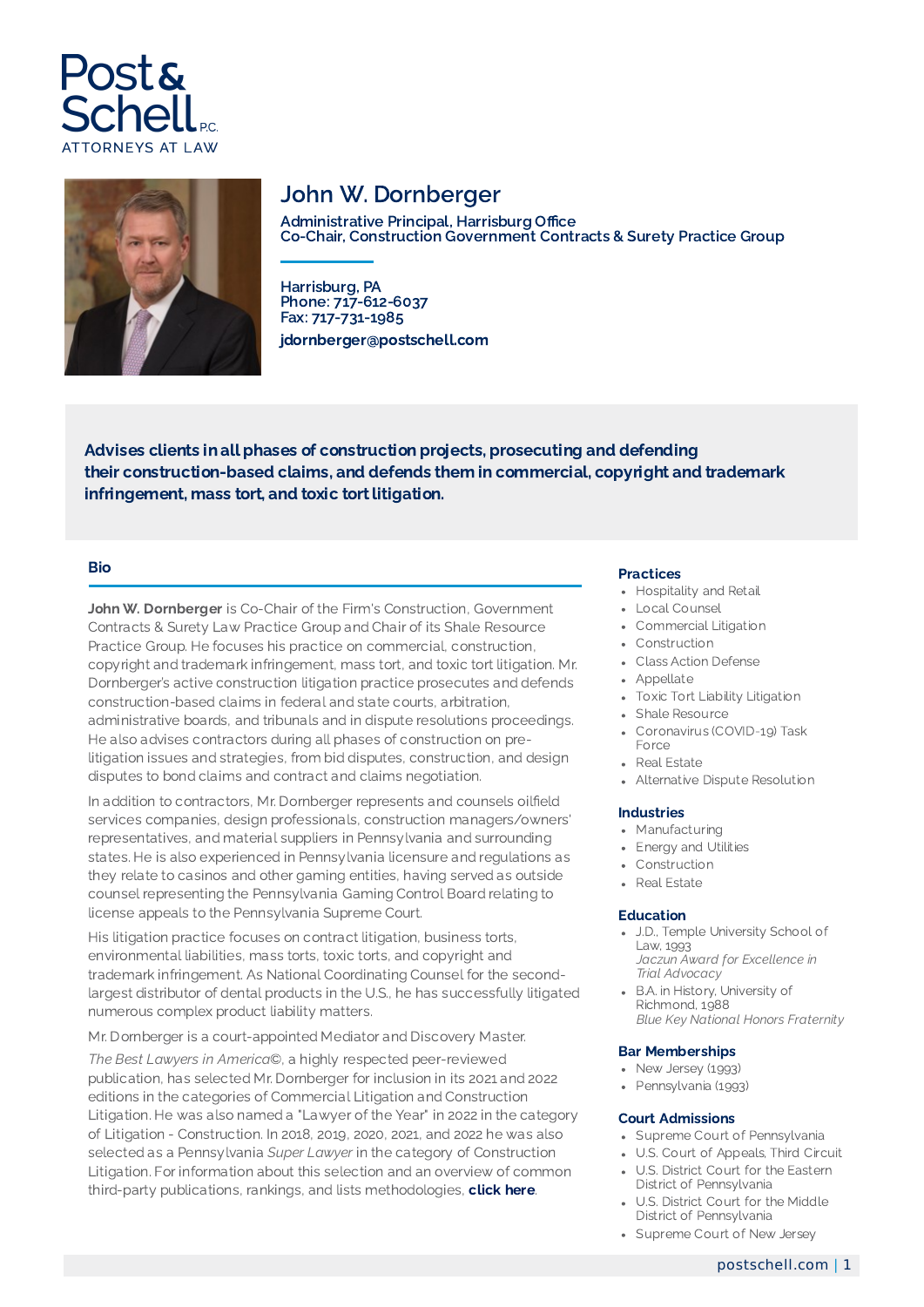Post & Schell P.C.
ATTORNEYS AT LAW

# John W. Dornberger

**Administrative Principal, Harrisburg Office**
**Co-Chair, Construction Government Contracts & Surety Practice Group**

**Harrisburg, PA**
**Phone: 717-612-6037**
**Fax: 717-731-1985**
**jdornberger@postschell.com**

**Advises clients in all phases of construction projects, prosecuting and defending their construction-based claims, and defends them in commercial, copyright and trademark infringement, mass tort, and toxic tort litigation.**

## Bio

**John W. Dornberger** is Co-Chair of the Firm's Construction, Government Contracts & Surety Law Practice Group and Chair of its Shale Resource Practice Group. He focuses his practice on commercial, construction, copyright and trademark infringement, mass tort, and toxic tort litigation. Mr. Dornberger's active construction litigation practice prosecutes and defends construction-based claims in federal and state courts, arbitration, administrative boards, and tribunals and in dispute resolutions proceedings. He also advises contractors during all phases of construction on pre-litigation issues and strategies, from bid disputes, construction, and design disputes to bond claims and contract and claims negotiation.

In addition to contractors, Mr. Dornberger represents and counsels oilfield services companies, design professionals, construction managers/owners' representatives, and material suppliers in Pennsylvania and surrounding states. He is also experienced in Pennsylvania licensure and regulations as they relate to casinos and other gaming entities, having served as outside counsel representing the Pennsylvania Gaming Control Board relating to license appeals to the Pennsylvania Supreme Court.

His litigation practice focuses on contract litigation, business torts, environmental liabilities, mass torts, toxic torts, and copyright and trademark infringement. As National Coordinating Counsel for the second-largest distributor of dental products in the U.S., he has successfully litigated numerous complex product liability matters.

Mr. Dornberger is a court-appointed Mediator and Discovery Master.

*The Best Lawyers in America©*, a highly respected peer-reviewed publication, has selected Mr. Dornberger for inclusion in its 2021 and 2022 editions in the categories of Commercial Litigation and Construction Litigation. He was also named a "Lawyer of the Year" in 2022 in the category of Litigation - Construction. In 2018, 2019, 2020, 2021, and 2022 he was also selected as a Pennsylvania *Super Lawyer* in the category of Construction Litigation. For information about this selection and an overview of common third-party publications, rankings, and lists methodologies, **click here**.

### Practices

- Hospitality and Retail
- Local Counsel
- Commercial Litigation
- Construction
- Class Action Defense
- Appellate
- Toxic Tort Liability Litigation
- Shale Resource
- Coronavirus (COVID-19) Task Force
- Real Estate
- Alternative Dispute Resolution

### Industries

- Manufacturing
- Energy and Utilities
- Construction
- Real Estate

### Education

- J.D., Temple University School of Law, 1993
  *Jaczun Award for Excellence in Trial Advocacy*
- B.A. in History, University of Richmond, 1988
  *Blue Key National Honors Fraternity*

### Bar Memberships

- New Jersey (1993)
- Pennsylvania (1993)

### Court Admissions

- Supreme Court of Pennsylvania
- U.S. Court of Appeals, Third Circuit
- U.S. District Court for the Eastern District of Pennsylvania
- U.S. District Court for the Middle District of Pennsylvania
- Supreme Court of New Jersey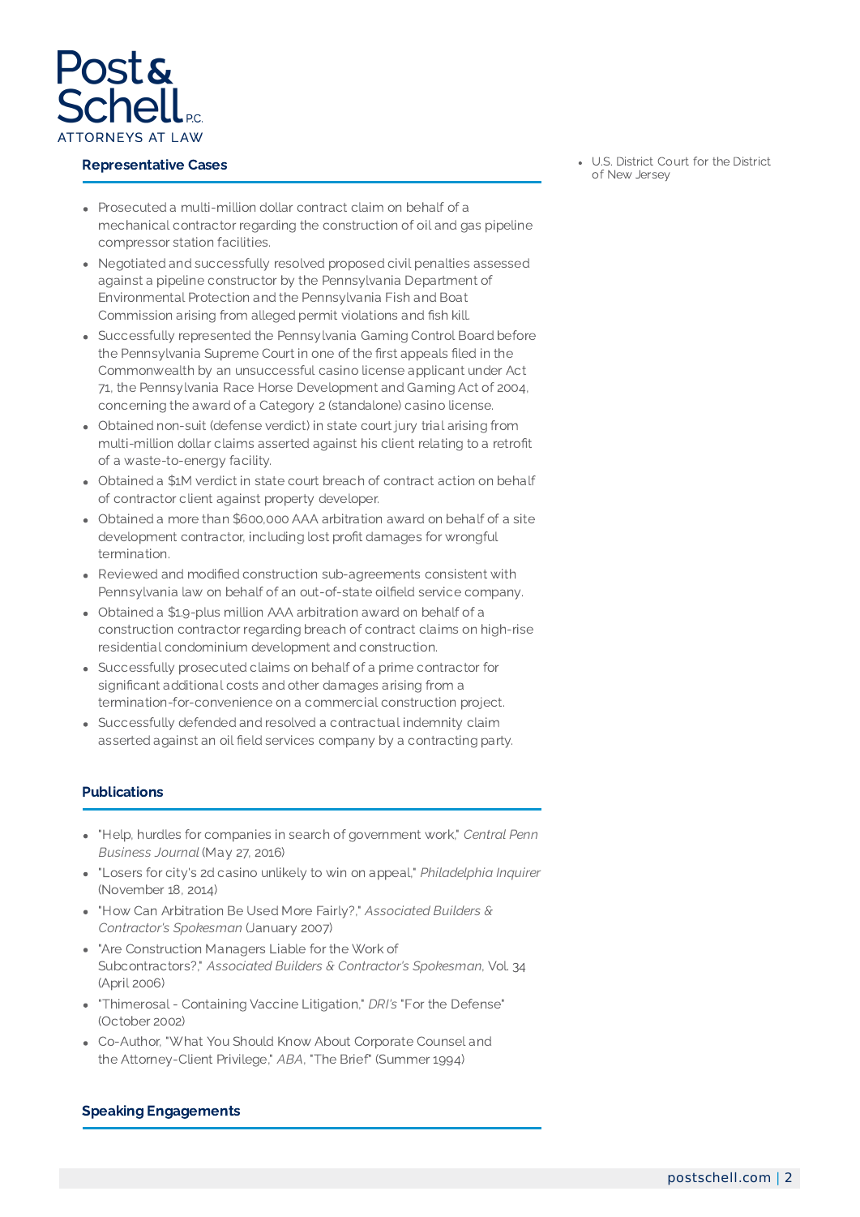## Representative Cases

- Prosecuted a multi-million dollar contract claim on behalf of a mechanical contractor regarding the construction of oil and gas pipeline compressor station facilities.
- Negotiated and successfully resolved proposed civil penalties assessed against a pipeline constructor by the Pennsylvania Department of Environmental Protection and the Pennsylvania Fish and Boat Commission arising from alleged permit violations and fish kill.
- Successfully represented the Pennsylvania Gaming Control Board before the Pennsylvania Supreme Court in one of the first appeals filed in the Commonwealth by an unsuccessful casino license applicant under Act 71, the Pennsylvania Race Horse Development and Gaming Act of 2004, concerning the award of a Category 2 (standalone) casino license.
- Obtained non-suit (defense verdict) in state court jury trial arising from multi-million dollar claims asserted against his client relating to a retrofit of a waste-to-energy facility.
- Obtained a $1M verdict in state court breach of contract action on behalf of contractor client against property developer.
- Obtained a more than $600,000 AAA arbitration award on behalf of a site development contractor, including lost profit damages for wrongful termination.
- Reviewed and modified construction sub-agreements consistent with Pennsylvania law on behalf of an out-of-state oilfield service company.
- Obtained a $1.9-plus million AAA arbitration award on behalf of a construction contractor regarding breach of contract claims on high-rise residential condominium development and construction.
- Successfully prosecuted claims on behalf of a prime contractor for significant additional costs and other damages arising from a termination-for-convenience on a commercial construction project.
- Successfully defended and resolved a contractual indemnity claim asserted against an oil field services company by a contracting party.

## Publications

- "Help, hurdles for companies in search of government work," *Central Penn Business Journal* (May 27, 2016)
- "Losers for city's 2d casino unlikely to win on appeal," *Philadelphia Inquirer* (November 18, 2014)
- "How Can Arbitration Be Used More Fairly?," *Associated Builders & Contractor's Spokesman* (January 2007)
- "Are Construction Managers Liable for the Work of Subcontractors?," *Associated Builders & Contractor's Spokesman*, Vol. 34 (April 2006)
- "Thimerosal - Containing Vaccine Litigation," *DRI's* "For the Defense" (October 2002)
- Co-Author, "What You Should Know About Corporate Counsel and the Attorney-Client Privilege," *ABA*, "The Brief" (Summer 1994)

## Speaking Engagements

- U.S. District Court for the District of New Jersey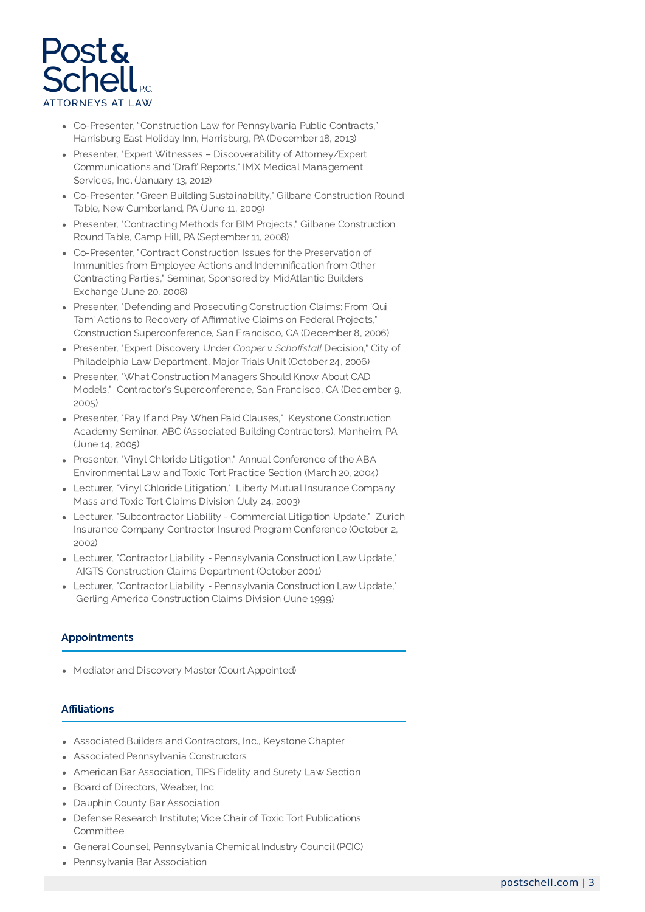- Co-Presenter, "Construction Law for Pennsylvania Public Contracts," Harrisburg East Holiday Inn, Harrisburg, PA (December 18, 2013)
- Presenter, "Expert Witnesses – Discoverability of Attorney/Expert Communications and 'Draft' Reports," IMX Medical Management Services, Inc. (January 13, 2012)
- Co-Presenter, "Green Building Sustainability," Gilbane Construction Round Table, New Cumberland, PA (June 11, 2009)
- Presenter, "Contracting Methods for BIM Projects," Gilbane Construction Round Table, Camp Hill, PA (September 11, 2008)
- Co-Presenter, "Contract Construction Issues for the Preservation of Immunities from Employee Actions and Indemnification from Other Contracting Parties," Seminar, Sponsored by MidAtlantic Builders Exchange (June 20, 2008)
- Presenter, "Defending and Prosecuting Construction Claims: From 'Qui Tam' Actions to Recovery of Affirmative Claims on Federal Projects," Construction Superconference, San Francisco, CA (December 8, 2006)
- Presenter, "Expert Discovery Under *Cooper v. Schoffstall* Decision," City of Philadelphia Law Department, Major Trials Unit (October 24, 2006)
- Presenter, "What Construction Managers Should Know About CAD Models," Contractor's Superconference, San Francisco, CA (December 9, 2005)
- Presenter, "Pay If and Pay When Paid Clauses," Keystone Construction Academy Seminar, ABC (Associated Building Contractors), Manheim, PA (June 14, 2005)
- Presenter, "Vinyl Chloride Litigation," Annual Conference of the ABA Environmental Law and Toxic Tort Practice Section (March 20, 2004)
- Lecturer, "Vinyl Chloride Litigation," Liberty Mutual Insurance Company Mass and Toxic Tort Claims Division (July 24, 2003)
- Lecturer, "Subcontractor Liability - Commercial Litigation Update," Zurich Insurance Company Contractor Insured Program Conference (October 2, 2002)
- Lecturer, "Contractor Liability - Pennsylvania Construction Law Update," AIGTS Construction Claims Department (October 2001)
- Lecturer, "Contractor Liability - Pennsylvania Construction Law Update," Gerling America Construction Claims Division (June 1999)

## Appointments

- Mediator and Discovery Master (Court Appointed)

## Affiliations

- Associated Builders and Contractors, Inc., Keystone Chapter
- Associated Pennsylvania Constructors
- American Bar Association, TIPS Fidelity and Surety Law Section
- Board of Directors, Weaber, Inc.
- Dauphin County Bar Association
- Defense Research Institute; Vice Chair of Toxic Tort Publications Committee
- General Counsel, Pennsylvania Chemical Industry Council (PCIC)
- Pennsylvania Bar Association